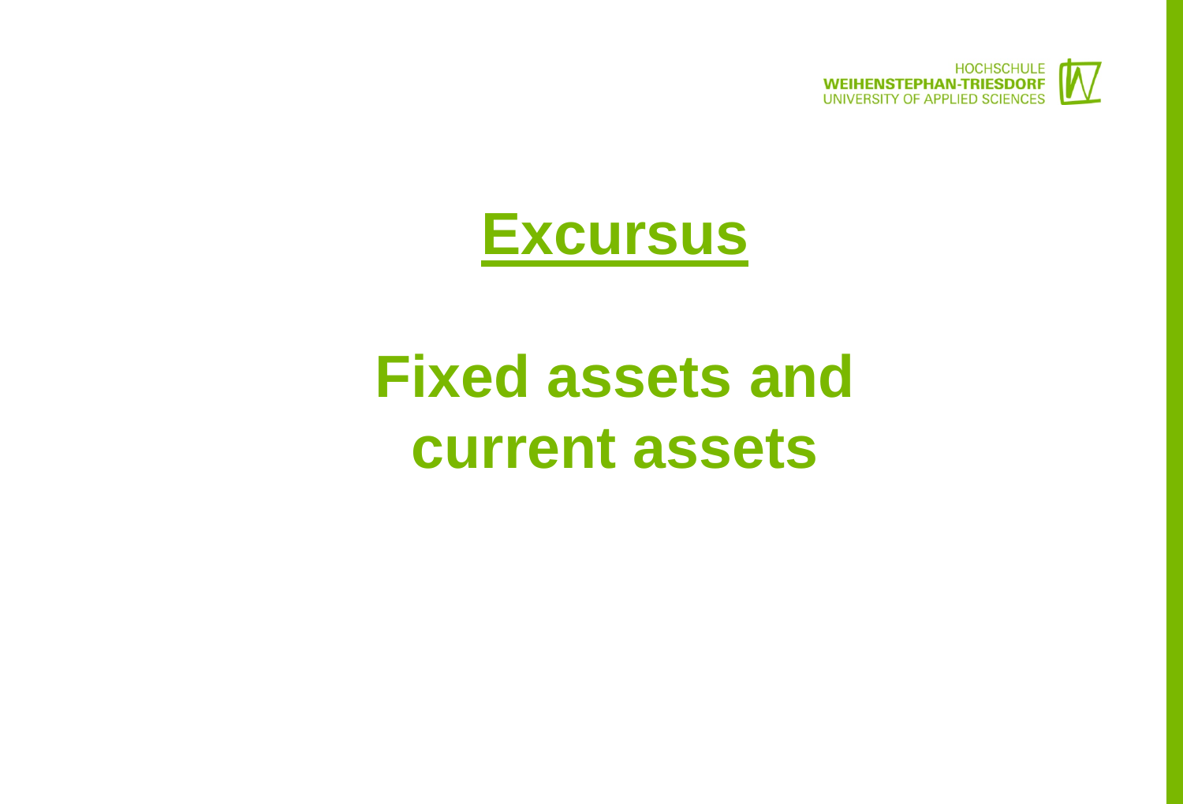# Excursus

# Fixed assets and current assets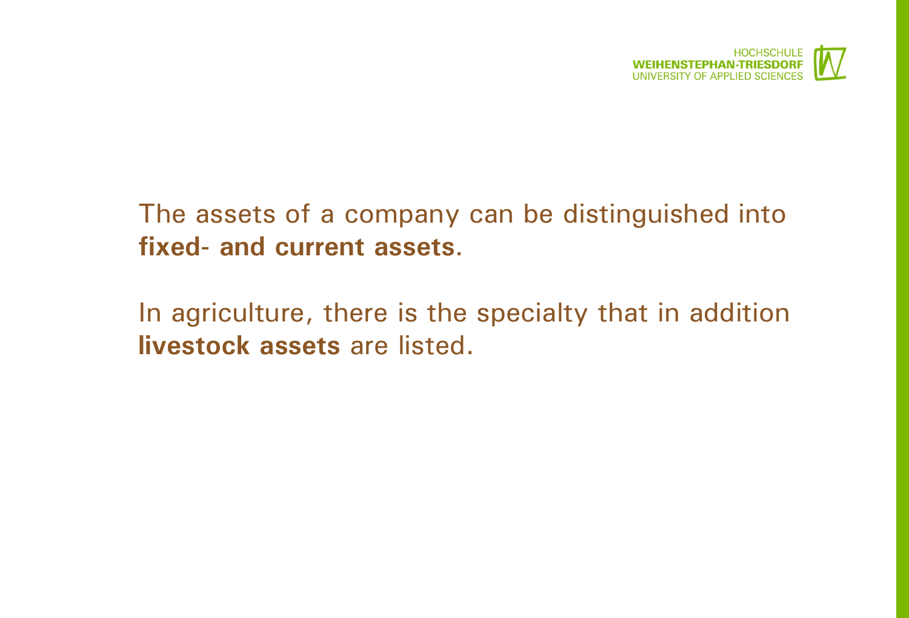The assets of a company can be distinguished into **fixed- and current assets**.

In agriculture, there is the specialty that in addition **livestock assets** are listed.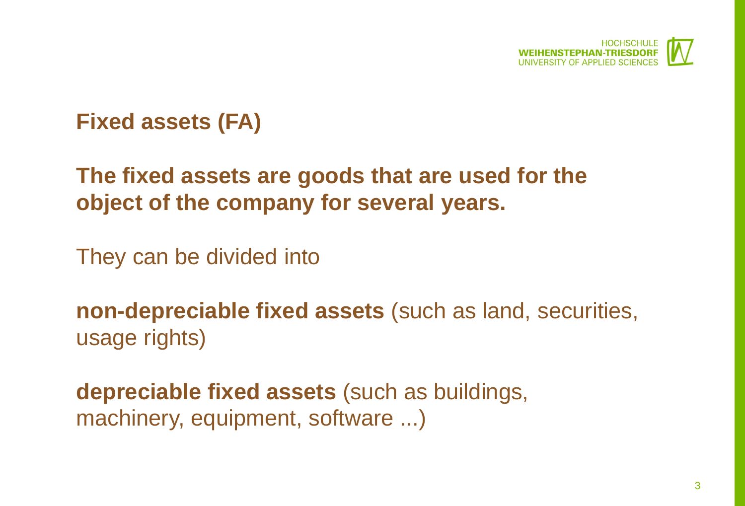## Fixed assets (FA)

**The fixed assets are goods that are used for the object of the company for several years.**

They can be divided into

**non-depreciable fixed assets** (such as land, securities, usage rights)

**depreciable fixed assets** (such as buildings, machinery, equipment, software ...)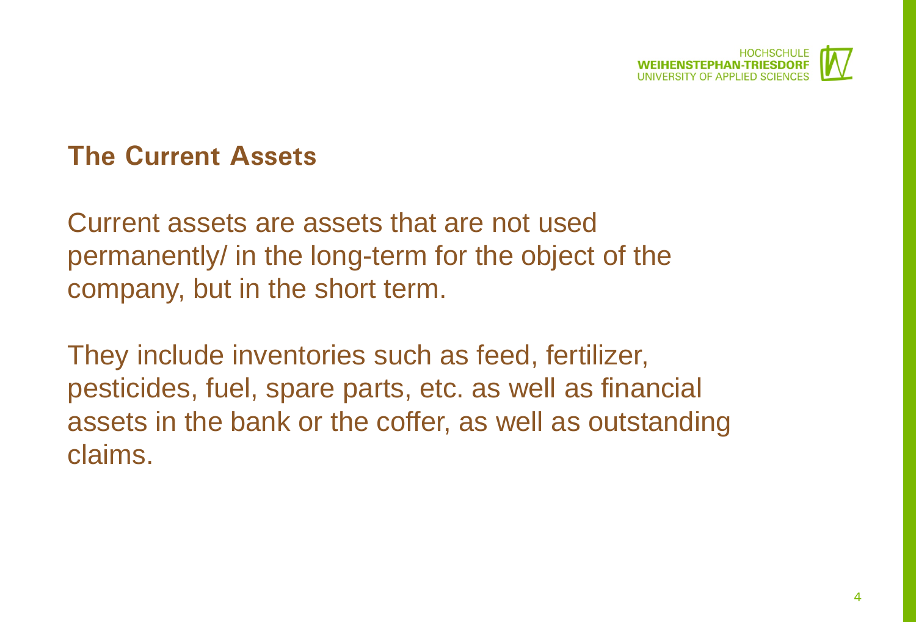## The Current Assets

Current assets are assets that are not used permanently/ in the long-term for the object of the company, but in the short term.

They include inventories such as feed, fertilizer, pesticides, fuel, spare parts, etc. as well as financial assets in the bank or the coffer, as well as outstanding claims.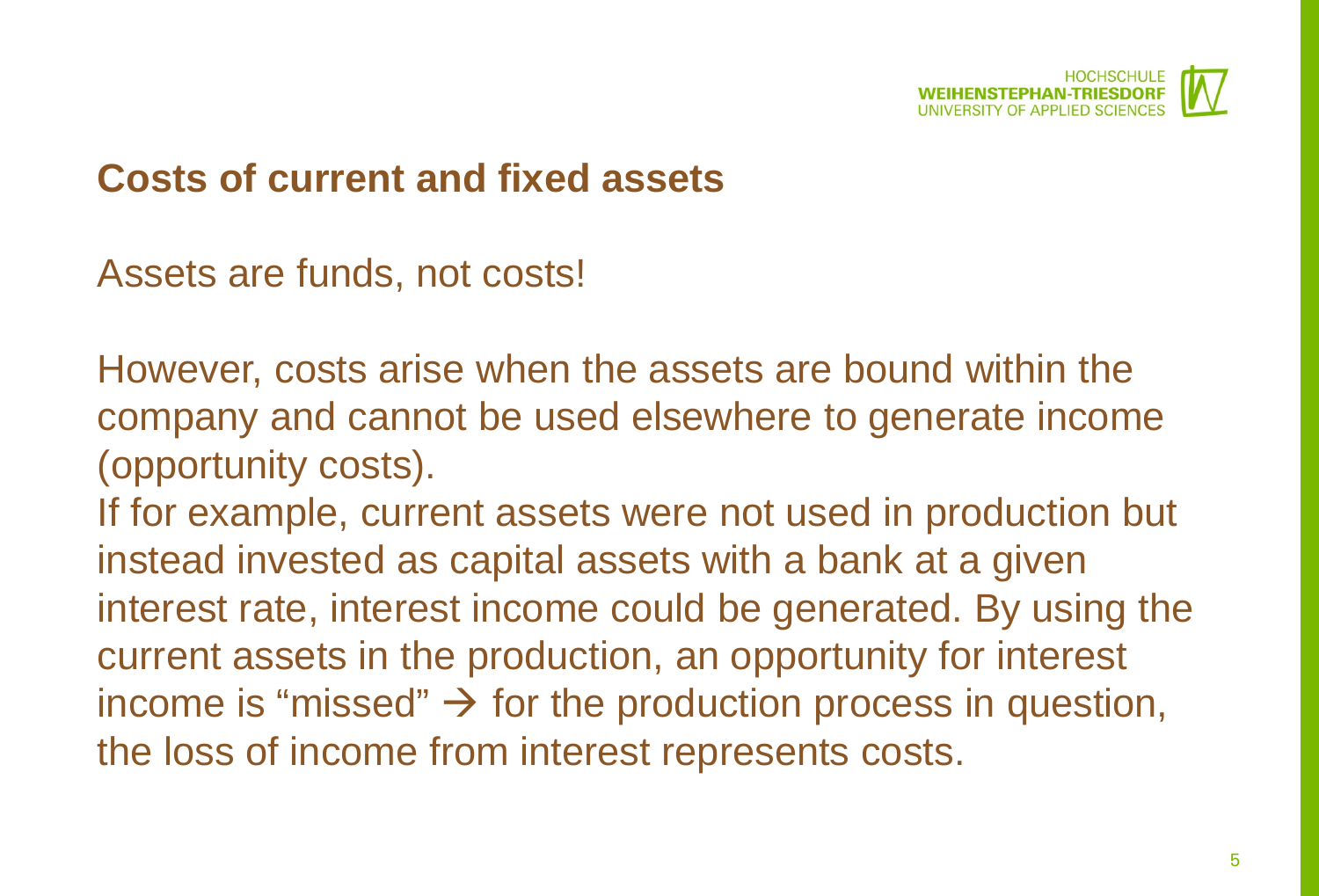## Costs of current and fixed assets

Assets are funds, not costs!

However, costs arise when the assets are bound within the company and cannot be used elsewhere to generate income (opportunity costs).
If for example, current assets were not used in production but instead invested as capital assets with a bank at a given interest rate, interest income could be generated. By using the current assets in the production, an opportunity for interest income is "missed" → for the production process in question, the loss of income from interest represents costs.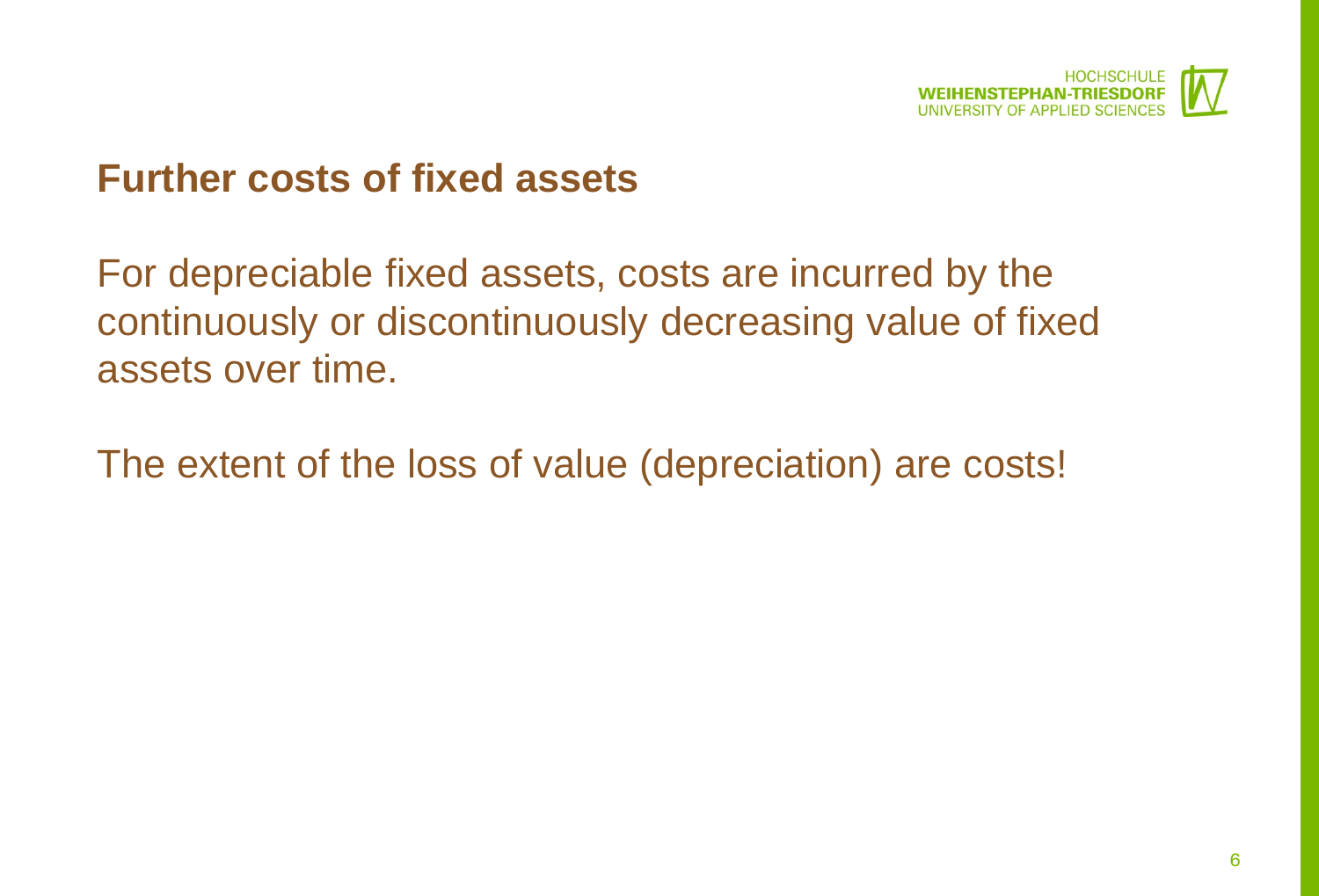## Further costs of fixed assets

For depreciable fixed assets, costs are incurred by the continuously or discontinuously decreasing value of fixed assets over time.

The extent of the loss of value (depreciation) are costs!